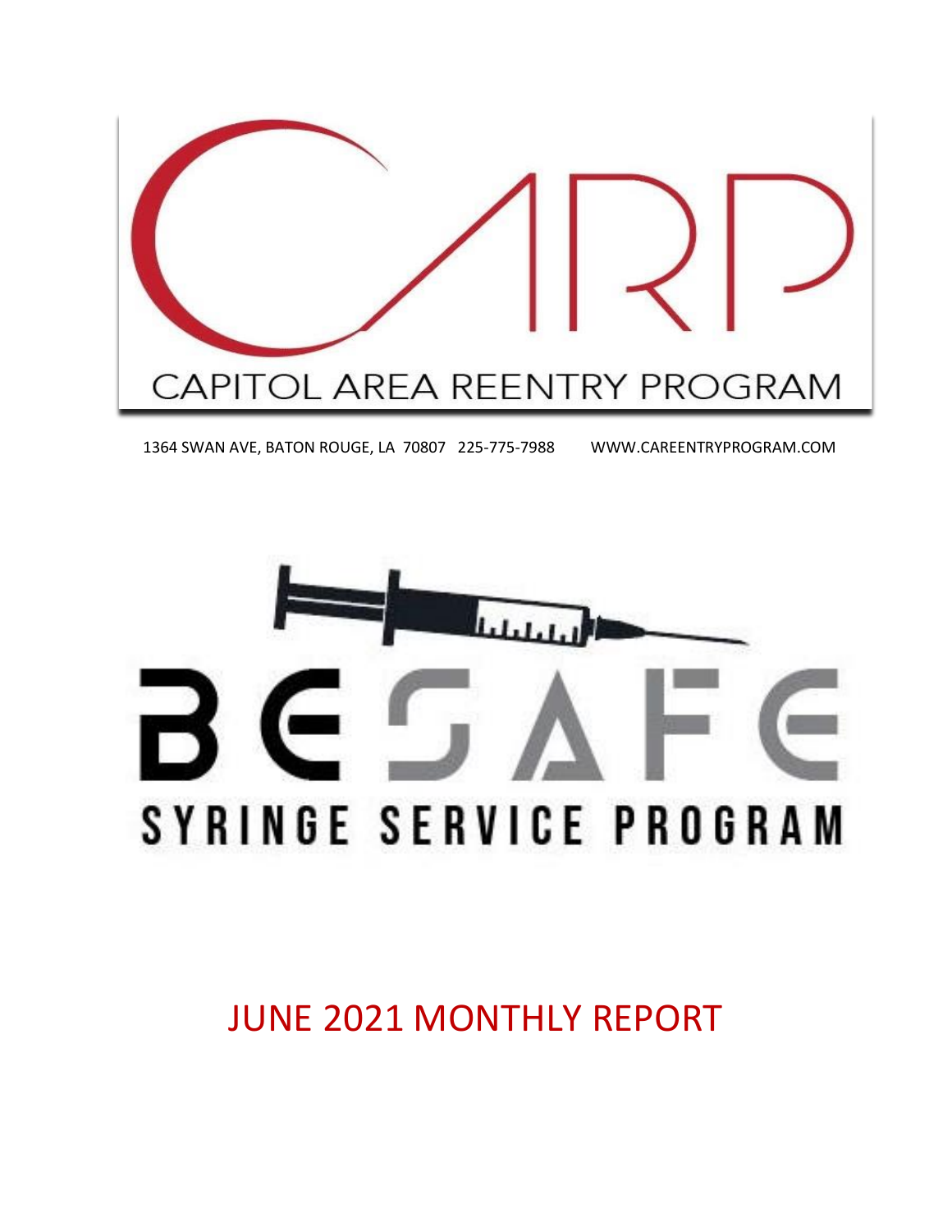# CARP

CAPITOL AREA REENTRY PROGRAM

1364 SWAN AVE, BATON ROUGE, LA 70807 225-775-7988 WWW.CAREENTRYPROGRAM.COM

# BE SAFE

SYRINGE SERVICE PROGRAM

## JUNE 2021 MONTHLY REPORT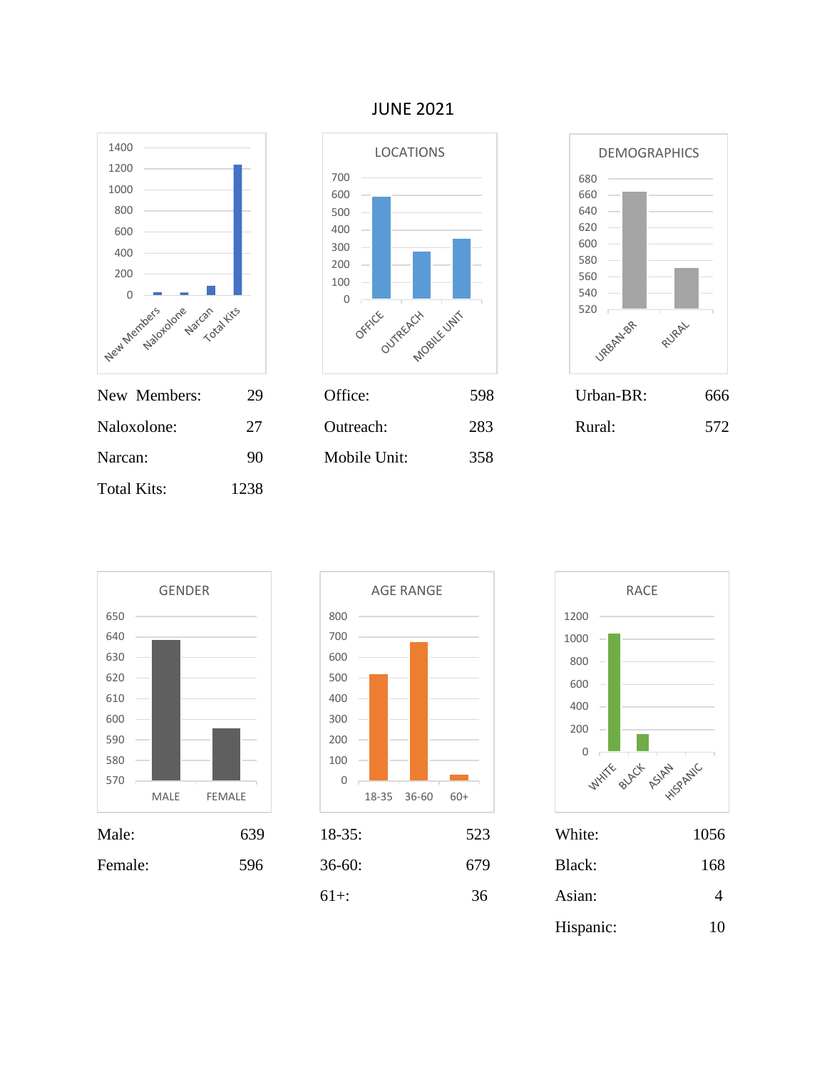# JUNE 2021

| | |
|---|---|
| New Members: | 29 |
| Naloxolone: | 27 |
| Narcan: | 90 |
| Total Kits: | 1238 |

**LOCATIONS**

| | |
|---|---|
| Office: | 598 |
| Outreach: | 283 |
| Mobile Unit: | 358 |

**DEMOGRAPHICS**

| | |
|---|---|
| Urban-BR: | 666 |
| Rural: | 572 |

**GENDER**

| | |
|---|---|
| Male: | 639 |
| Female: | 596 |

**AGE RANGE**

| | |
|---|---|
| 18-35: | 523 |
| 36-60: | 679 |
| 61+: | 36 |

**RACE**

| | |
|---|---|
| White: | 1056 |
| Black: | 168 |
| Asian: | 4 |
| Hispanic: | 10 |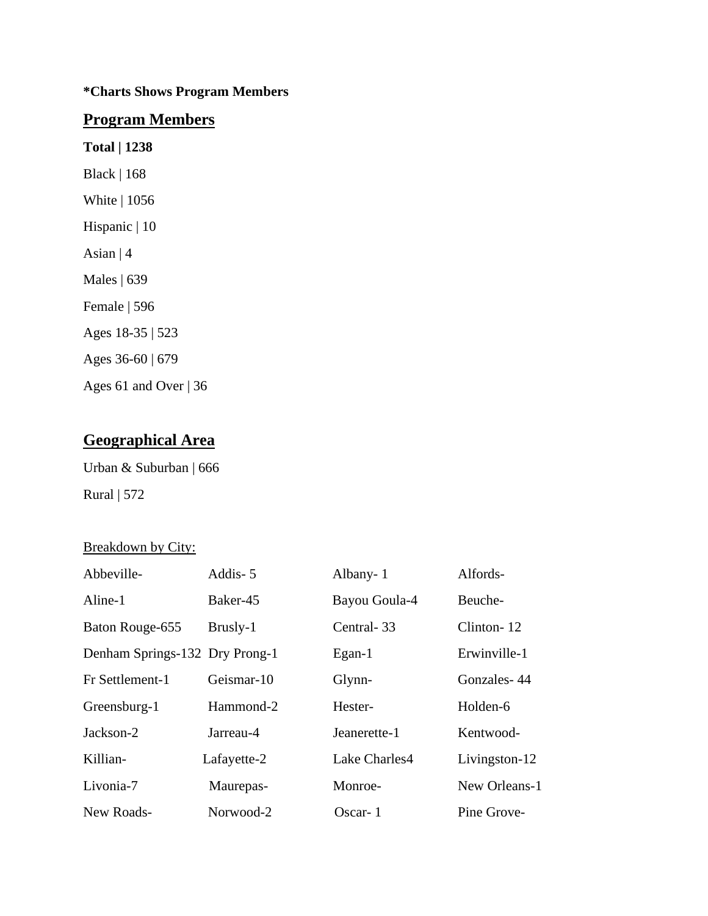**\*Charts Shows Program Members**

## Program Members

**Total | 1238**

Black | 168

White | 1056

Hispanic | 10

Asian | 4

Males | 639

Female | 596

Ages 18-35 | 523

Ages 36-60 | 679

Ages 61 and Over | 36

## Geographical Area

Urban & Suburban | 666

Rural | 572

Breakdown by City:

| | | | |
|---|---|---|---|
| Abbeville- | Addis- 5 | Albany- 1 | Alfords- |
| Aline-1 | Baker-45 | Bayou Goula-4 | Beuche- |
| Baton Rouge-655 | Brusly-1 | Central- 33 | Clinton- 12 |
| Denham Springs-132 | Dry Prong-1 | Egan-1 | Erwinville-1 |
| Fr Settlement-1 | Geismar-10 | Glynn- | Gonzales- 44 |
| Greensburg-1 | Hammond-2 | Hester- | Holden-6 |
| Jackson-2 | Jarreau-4 | Jeanerette-1 | Kentwood- |
| Killian- | Lafayette-2 | Lake Charles4 | Livingston-12 |
| Livonia-7 | Maurepas- | Monroe- | New Orleans-1 |
| New Roads- | Norwood-2 | Oscar- 1 | Pine Grove- |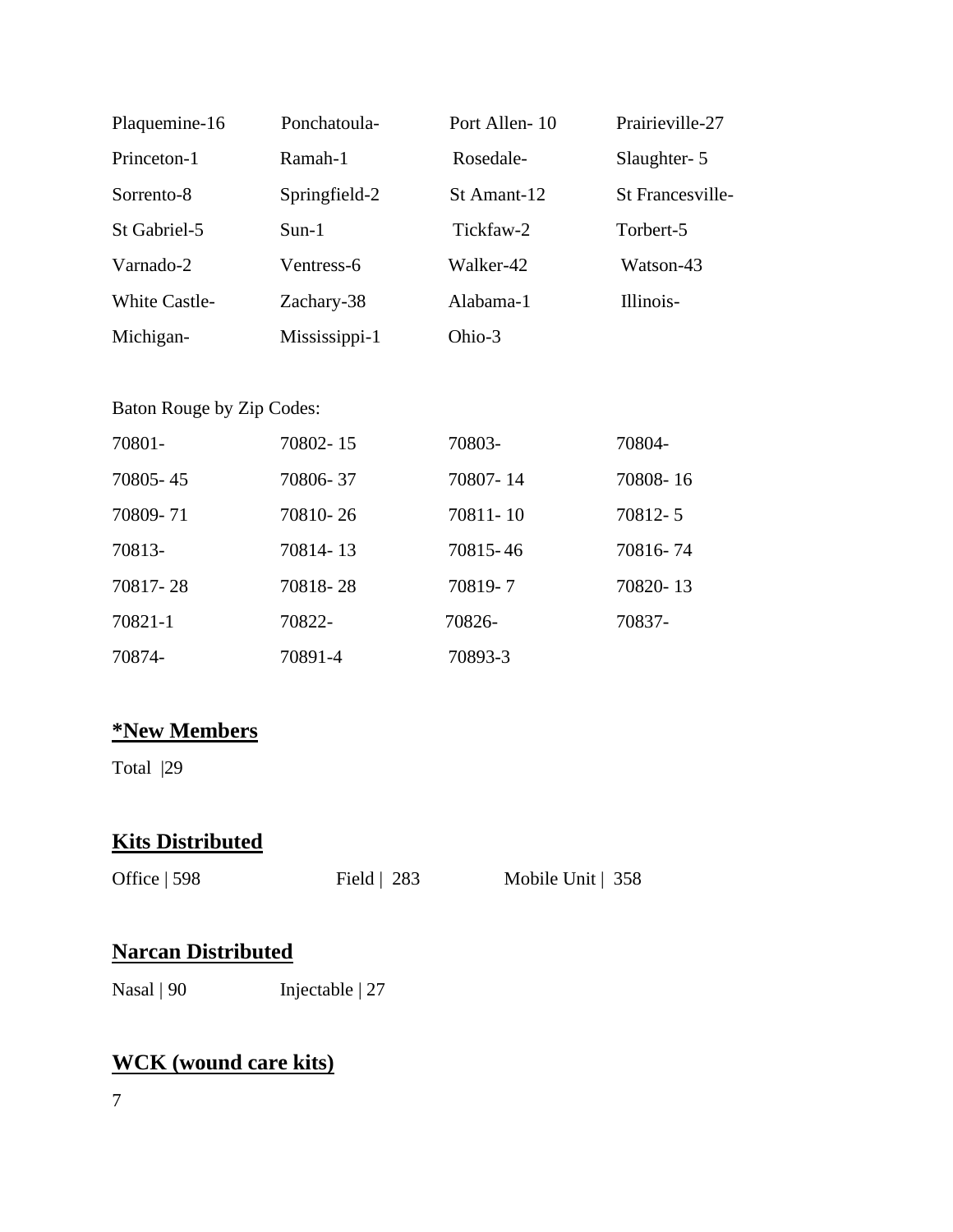| | | | |
|---|---|---|---|
| Plaquemine-16 | Ponchatoula- | Port Allen- 10 | Prairieville-27 |
| Princeton-1 | Ramah-1 | Rosedale- | Slaughter- 5 |
| Sorrento-8 | Springfield-2 | St Amant-12 | St Francesville- |
| St Gabriel-5 | Sun-1 | Tickfaw-2 | Torbert-5 |
| Varnado-2 | Ventress-6 | Walker-42 | Watson-43 |
| White Castle- | Zachary-38 | Alabama-1 | Illinois- |
| Michigan- | Mississippi-1 | Ohio-3 | |

Baton Rouge by Zip Codes:

| | | | |
|---|---|---|---|
| 70801- | 70802- 15 | 70803- | 70804- |
| 70805- 45 | 70806- 37 | 70807- 14 | 70808- 16 |
| 70809- 71 | 70810- 26 | 70811- 10 | 70812- 5 |
| 70813- | 70814- 13 | 70815- 46 | 70816- 74 |
| 70817- 28 | 70818- 28 | 70819- 7 | 70820- 13 |
| 70821-1 | 70822- | 70826- | 70837- |
| 70874- | 70891-4 | 70893-3 | |

## *New Members

Total |29

## Kits Distributed

Office | 598 Field | 283 Mobile Unit | 358

## Narcan Distributed

Nasal | 90 Injectable | 27

## WCK (wound care kits)

7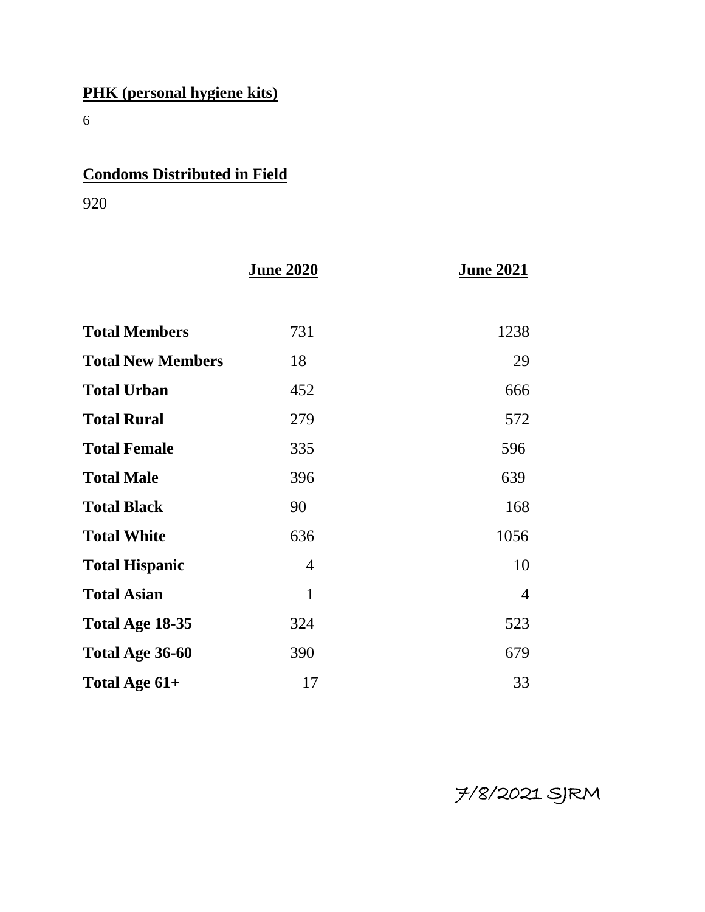**PHK (personal hygiene kits)**

6

**Condoms Distributed in Field**

920

| | **June 2020** | **June 2021** |
|---|---|---|
| **Total Members** | 731 | 1238 |
| **Total New Members** | 18 | 29 |
| **Total Urban** | 452 | 666 |
| **Total Rural** | 279 | 572 |
| **Total Female** | 335 | 596 |
| **Total Male** | 396 | 639 |
| **Total Black** | 90 | 168 |
| **Total White** | 636 | 1056 |
| **Total Hispanic** | 4 | 10 |
| **Total Asian** | 1 | 4 |
| **Total Age 18-35** | 324 | 523 |
| **Total Age 36-60** | 390 | 679 |
| **Total Age 61+** | 17 | 33 |

7/8/2021 SJRM